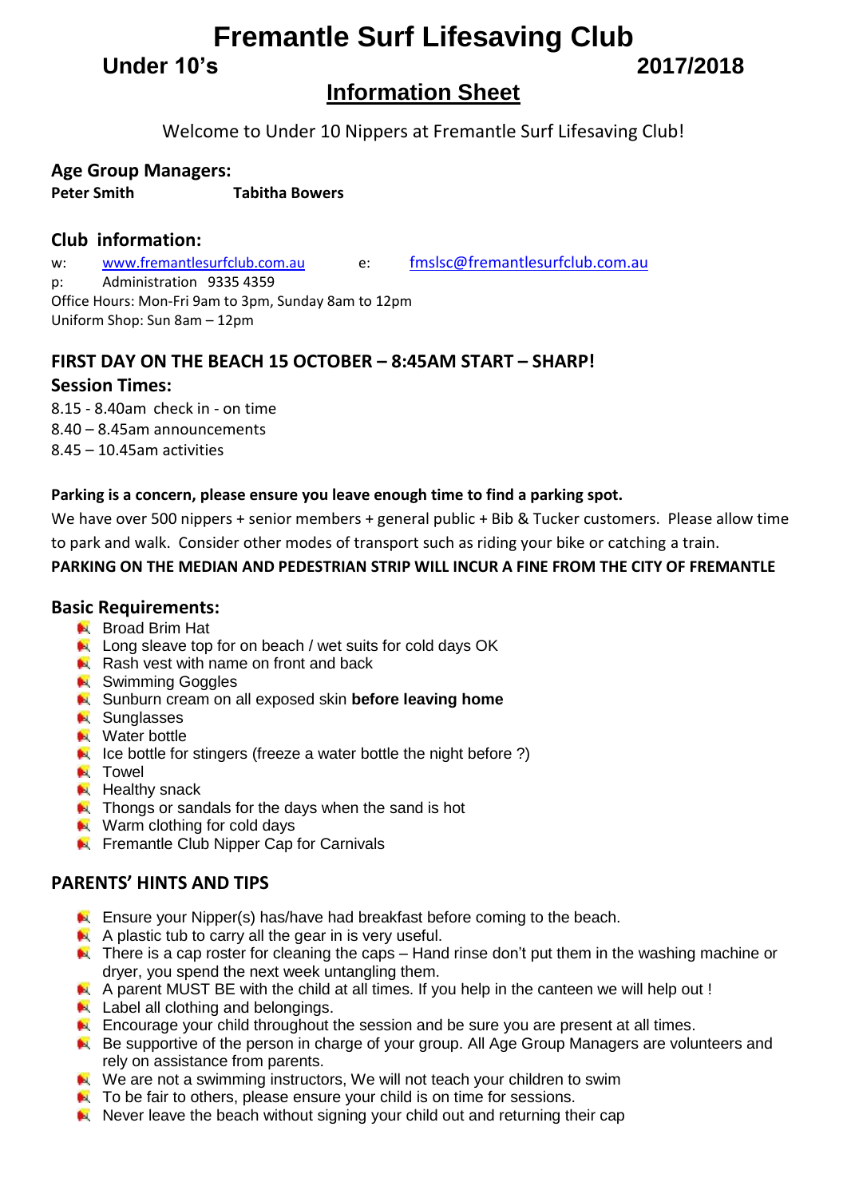# Fremantle Surf Lifesaving Club

**Under 10's** **2017/2018**

## Information Sheet

Welcome to Under 10 Nippers at Fremantle Surf Lifesaving Club!

### Age Group Managers:

**Peter Smith** **Tabitha Bowers**

### Club information:

w: www.fremantlesurfclub.com.au e: fmslsc@fremantlesurfclub.com.au

p: Administration 9335 4359

Office Hours: Mon-Fri 9am to 3pm, Sunday 8am to 12pm

Uniform Shop: Sun 8am – 12pm

### FIRST DAY ON THE BEACH 15 OCTOBER – 8:45AM START – SHARP!

### Session Times:

8.15 - 8.40am check in - on time

8.40 – 8.45am announcements

8.45 – 10.45am activities

**Parking is a concern, please ensure you leave enough time to find a parking spot.**

We have over 500 nippers + senior members + general public + Bib & Tucker customers. Please allow time to park and walk. Consider other modes of transport such as riding your bike or catching a train.

**PARKING ON THE MEDIAN AND PEDESTRIAN STRIP WILL INCUR A FINE FROM THE CITY OF FREMANTLE**

### Basic Requirements:

- Broad Brim Hat
- Long sleave top for on beach / wet suits for cold days OK
- Rash vest with name on front and back
- Swimming Goggles
- Sunburn cream on all exposed skin **before leaving home**
- Sunglasses
- Water bottle
- Ice bottle for stingers (freeze a water bottle the night before ?)
- Towel
- Healthy snack
- Thongs or sandals for the days when the sand is hot
- Warm clothing for cold days
- Fremantle Club Nipper Cap for Carnivals

### PARENTS' HINTS AND TIPS

- Ensure your Nipper(s) has/have had breakfast before coming to the beach.
- A plastic tub to carry all the gear in is very useful.
- There is a cap roster for cleaning the caps – Hand rinse don't put them in the washing machine or dryer, you spend the next week untangling them.
- A parent MUST BE with the child at all times. If you help in the canteen we will help out !
- Label all clothing and belongings.
- Encourage your child throughout the session and be sure you are present at all times.
- Be supportive of the person in charge of your group. All Age Group Managers are volunteers and rely on assistance from parents.
- We are not a swimming instructors, We will not teach your children to swim
- To be fair to others, please ensure your child is on time for sessions.
- Never leave the beach without signing your child out and returning their cap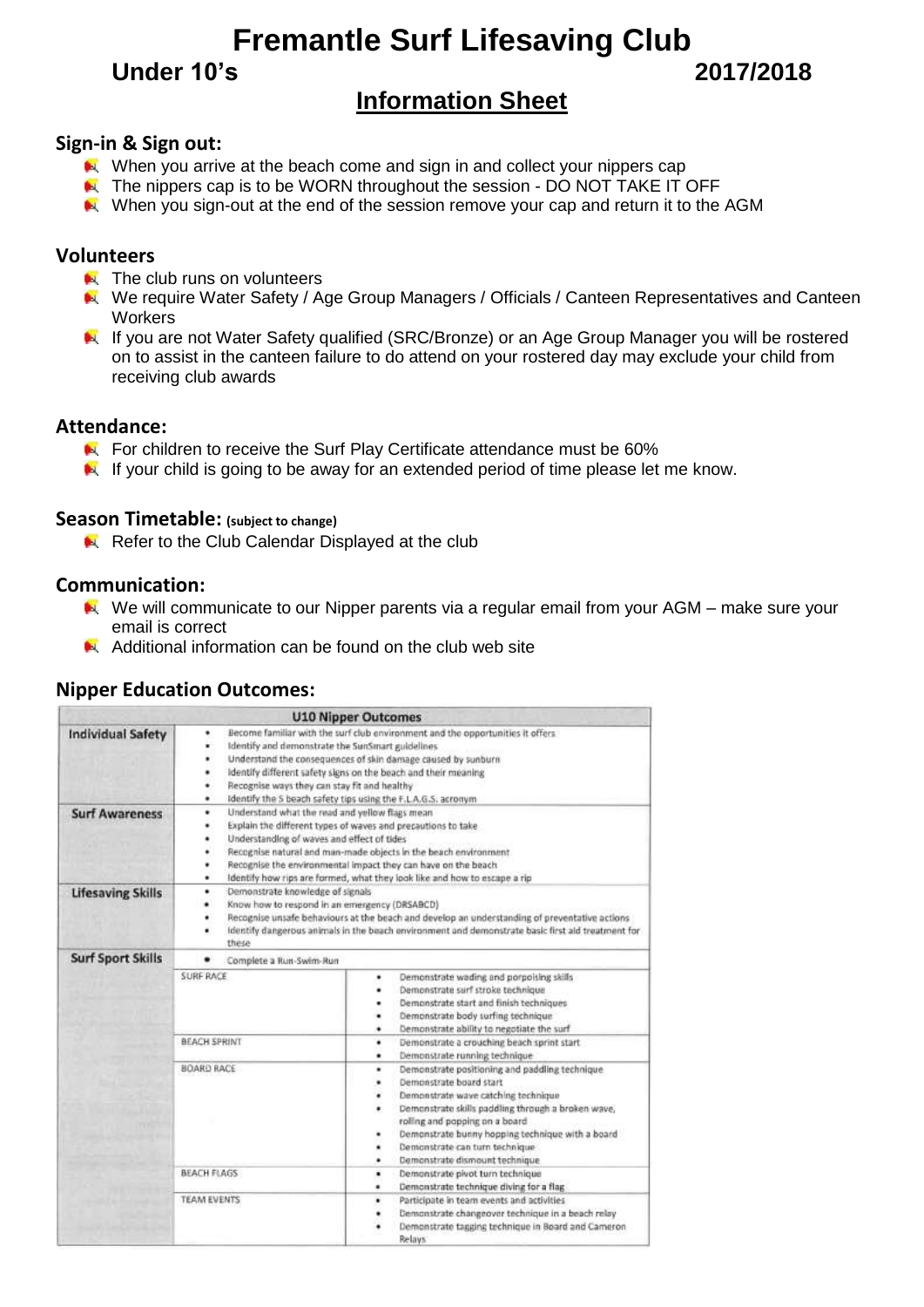# Fremantle Surf Lifesaving Club

**Under 10's** **2017/2018**

## Information Sheet

### Sign-in & Sign out:

- When you arrive at the beach come and sign in and collect your nippers cap
- The nippers cap is to be WORN throughout the session - DO NOT TAKE IT OFF
- When you sign-out at the end of the session remove your cap and return it to the AGM

### Volunteers

- The club runs on volunteers
- We require Water Safety / Age Group Managers / Officials / Canteen Representatives and Canteen Workers
- If you are not Water Safety qualified (SRC/Bronze) or an Age Group Manager you will be rostered on to assist in the canteen failure to do attend on your rostered day may exclude your child from receiving club awards

### Attendance:

- For children to receive the Surf Play Certificate attendance must be 60%
- If your child is going to be away for an extended period of time please let me know.

### Season Timetable: (subject to change)

- Refer to the Club Calendar Displayed at the club

### Communication:

- We will communicate to our Nipper parents via a regular email from your AGM – make sure your email is correct
- Additional information can be found on the club web site

### Nipper Education Outcomes:

| U10 Nipper Outcomes | | |
|---|---|---|
| **Individual Safety** | • Become familiar with the surf club environment and the opportunities it offers<br>• Identify and demonstrate the SunSmart guidelines<br>• Understand the consequences of skin damage caused by sunburn<br>• Identify different safety signs on the beach and their meaning<br>• Recognise ways they can stay fit and healthy<br>• Identify the 5 beach safety tips using the F.L.A.G.S. acronym | |
| **Surf Awareness** | • Understand what the read and yellow flags mean<br>• Explain the different types of waves and precautions to take<br>• Understanding of waves and effect of tides<br>• Recognise natural and man-made objects in the beach environment<br>• Recognise the environmental impact they can have on the beach<br>• Identify how rips are formed, what they look like and how to escape a rip | |
| **Lifesaving Skills** | • Demonstrate knowledge of signals<br>• Know how to respond in an emergency (DRSABCD)<br>• Recognise unsafe behaviours at the beach and develop an understanding of preventative actions<br>• Identify dangerous animals in the beach environment and demonstrate basic first aid treatment for these | |
| **Surf Sport Skills** | • Complete a Run-Swim-Run | |
| | SURF RACE | • Demonstrate wading and porpoising skills<br>• Demonstrate surf stroke technique<br>• Demonstrate start and finish techniques<br>• Demonstrate body surfing technique<br>• Demonstrate ability to negotiate the surf |
| | BEACH SPRINT | • Demonstrate a crouching beach sprint start<br>• Demonstrate running technique |
| | BOARD RACE | • Demonstrate positioning and paddling technique<br>• Demonstrate board start<br>• Demonstrate wave catching technique<br>• Demonstrate skills paddling through a broken wave, rolling and popping on a board<br>• Demonstrate bunny hopping technique with a board<br>• Demonstrate can turn technique<br>• Demonstrate dismount technique |
| | BEACH FLAGS | • Demonstrate pivot turn technique<br>• Demonstrate technique diving for a flag |
| | TEAM EVENTS | • Participate in team events and activities<br>• Demonstrate changeover technique in a beach relay<br>• Demonstrate tagging technique in Board and Cameron Relays |